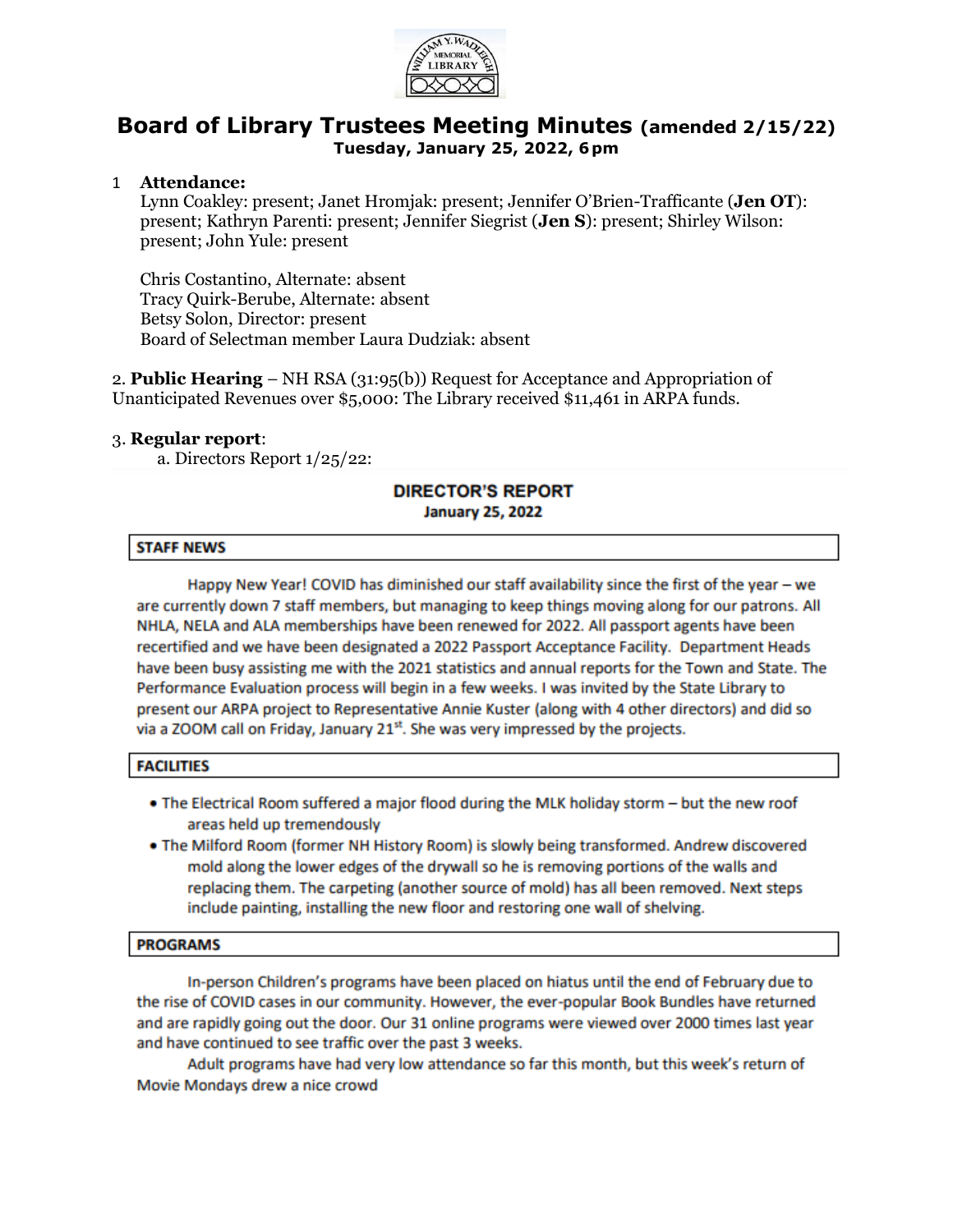# Board of Library Trustees Meeting Minutes **(amended 2/15/22)**

**Tuesday, January 25, 2022, 6 pm**

1 **Attendance:**
Lynn Coakley: present; Janet Hromjak: present; Jennifer O'Brien-Trafficante (**Jen OT**): present; Kathryn Parenti: present; Jennifer Siegrist (**Jen S**): present; Shirley Wilson: present; John Yule: present

Chris Costantino, Alternate: absent
Tracy Quirk-Berube, Alternate: absent
Betsy Solon, Director: present
Board of Selectman member Laura Dudziak: absent

2. **Public Hearing** – NH RSA (31:95(b)) Request for Acceptance and Appropriation of Unanticipated Revenues over $5,000: The Library received $11,461 in ARPA funds.

3. **Regular report**:

a. Directors Report 1/25/22:

## DIRECTOR'S REPORT

**January 25, 2022**

### STAFF NEWS

Happy New Year! COVID has diminished our staff availability since the first of the year – we are currently down 7 staff members, but managing to keep things moving along for our patrons. All NHLA, NELA and ALA memberships have been renewed for 2022. All passport agents have been recertified and we have been designated a 2022 Passport Acceptance Facility. Department Heads have been busy assisting me with the 2021 statistics and annual reports for the Town and State. The Performance Evaluation process will begin in a few weeks. I was invited by the State Library to present our ARPA project to Representative Annie Kuster (along with 4 other directors) and did so via a ZOOM call on Friday, January 21st. She was very impressed by the projects.

### FACILITIES

- The Electrical Room suffered a major flood during the MLK holiday storm – but the new roof areas held up tremendously
- The Milford Room (former NH History Room) is slowly being transformed. Andrew discovered mold along the lower edges of the drywall so he is removing portions of the walls and replacing them. The carpeting (another source of mold) has all been removed. Next steps include painting, installing the new floor and restoring one wall of shelving.

### PROGRAMS

In-person Children's programs have been placed on hiatus until the end of February due to the rise of COVID cases in our community. However, the ever-popular Book Bundles have returned and are rapidly going out the door. Our 31 online programs were viewed over 2000 times last year and have continued to see traffic over the past 3 weeks.

Adult programs have had very low attendance so far this month, but this week's return of Movie Mondays drew a nice crowd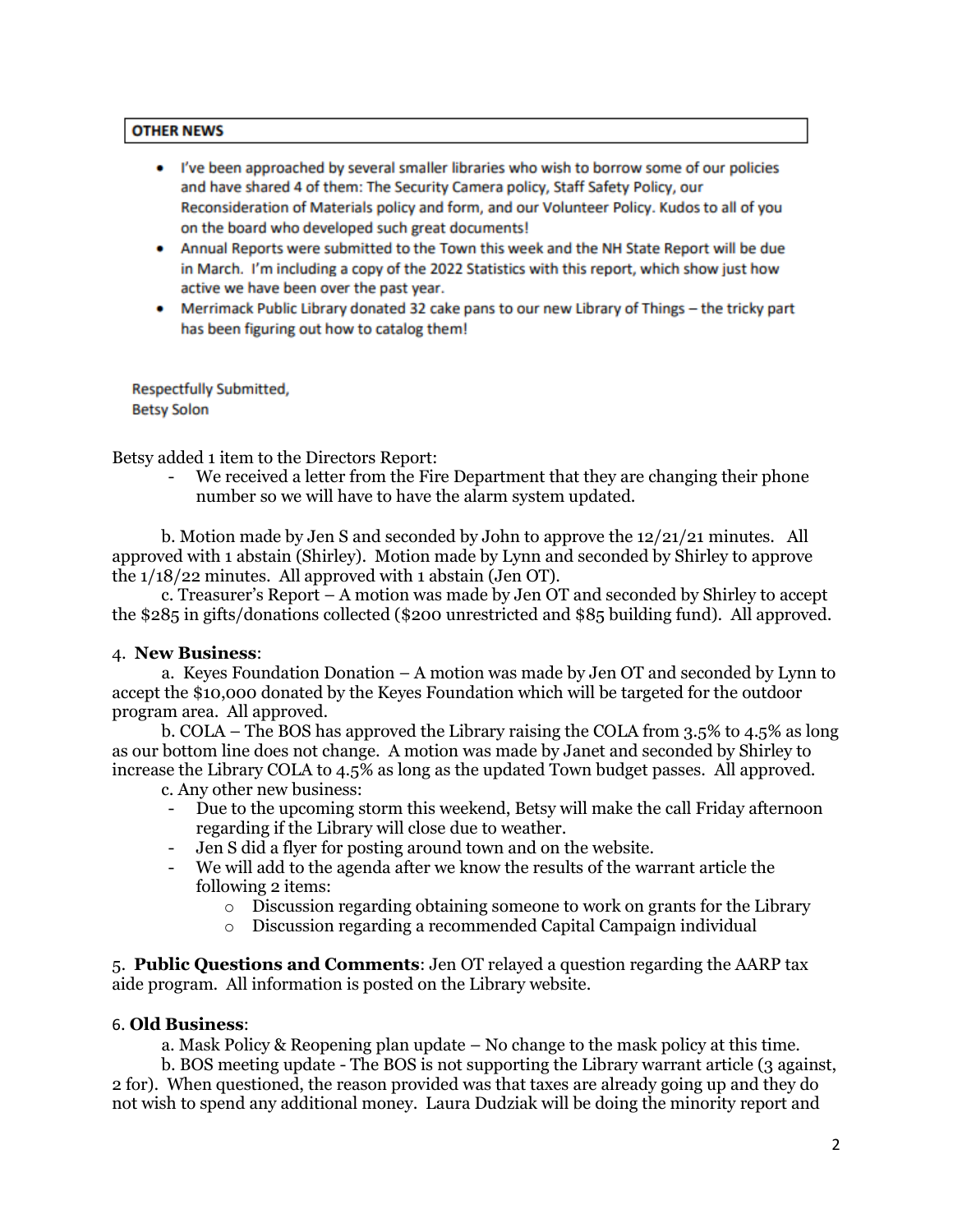**OTHER NEWS**

- I've been approached by several smaller libraries who wish to borrow some of our policies and have shared 4 of them: The Security Camera policy, Staff Safety Policy, our Reconsideration of Materials policy and form, and our Volunteer Policy. Kudos to all of you on the board who developed such great documents!
- Annual Reports were submitted to the Town this week and the NH State Report will be due in March. I'm including a copy of the 2022 Statistics with this report, which show just how active we have been over the past year.
- Merrimack Public Library donated 32 cake pans to our new Library of Things – the tricky part has been figuring out how to catalog them!

Respectfully Submitted,
Betsy Solon

Betsy added 1 item to the Directors Report:

- We received a letter from the Fire Department that they are changing their phone number so we will have to have the alarm system updated.

b. Motion made by Jen S and seconded by John to approve the 12/21/21 minutes. All approved with 1 abstain (Shirley). Motion made by Lynn and seconded by Shirley to approve the 1/18/22 minutes. All approved with 1 abstain (Jen OT).

c. Treasurer's Report – A motion was made by Jen OT and seconded by Shirley to accept the $285 in gifts/donations collected ($200 unrestricted and $85 building fund). All approved.

4. **New Business**:

a. Keyes Foundation Donation – A motion was made by Jen OT and seconded by Lynn to accept the $10,000 donated by the Keyes Foundation which will be targeted for the outdoor program area. All approved.

b. COLA – The BOS has approved the Library raising the COLA from 3.5% to 4.5% as long as our bottom line does not change. A motion was made by Janet and seconded by Shirley to increase the Library COLA to 4.5% as long as the updated Town budget passes. All approved.

c. Any other new business:

- Due to the upcoming storm this weekend, Betsy will make the call Friday afternoon regarding if the Library will close due to weather.
- Jen S did a flyer for posting around town and on the website.
- We will add to the agenda after we know the results of the warrant article the following 2 items:
    - Discussion regarding obtaining someone to work on grants for the Library
    - Discussion regarding a recommended Capital Campaign individual

5. **Public Questions and Comments**: Jen OT relayed a question regarding the AARP tax aide program. All information is posted on the Library website.

6. **Old Business**:

a. Mask Policy & Reopening plan update – No change to the mask policy at this time.

b. BOS meeting update - The BOS is not supporting the Library warrant article (3 against, 2 for). When questioned, the reason provided was that taxes are already going up and they do not wish to spend any additional money. Laura Dudziak will be doing the minority report and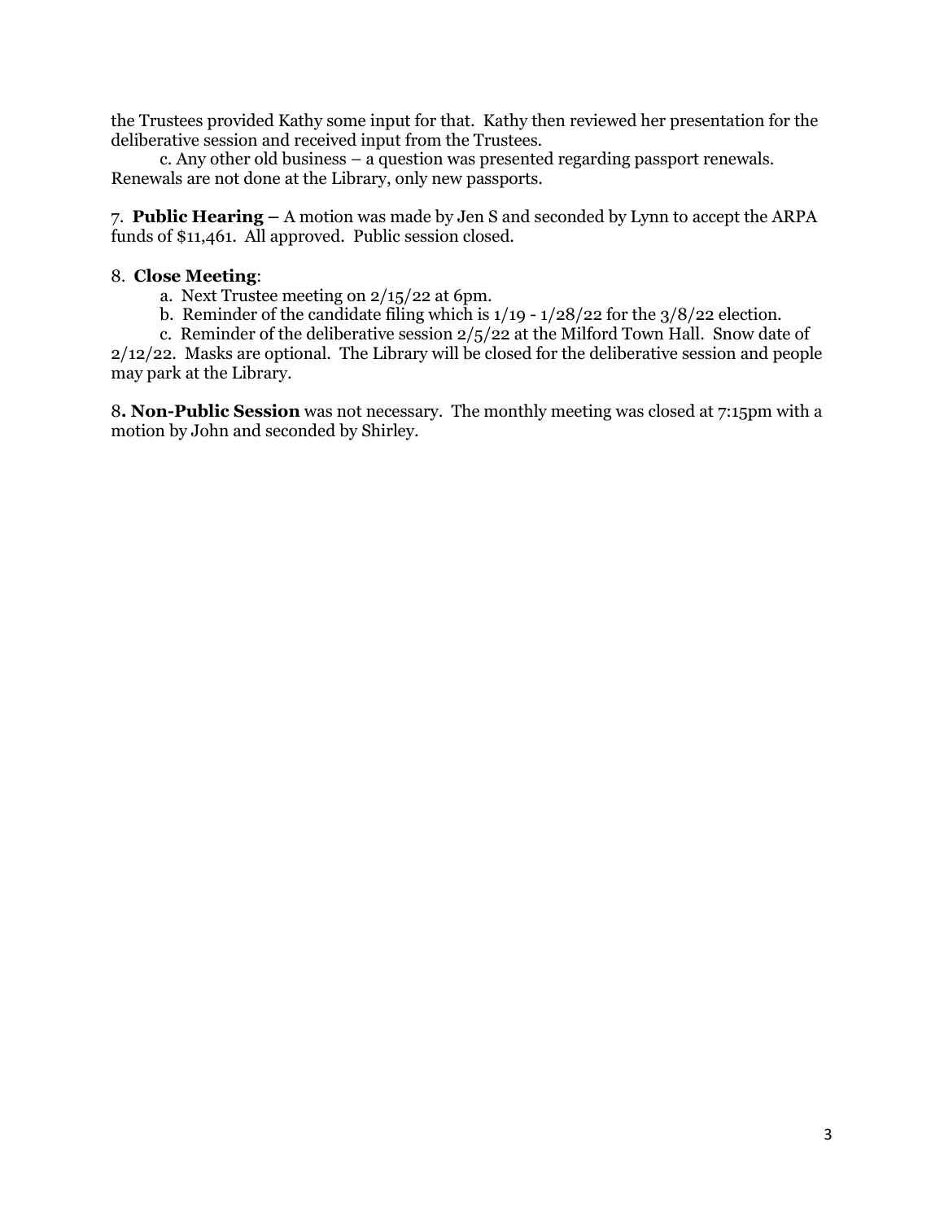the Trustees provided Kathy some input for that. Kathy then reviewed her presentation for the deliberative session and received input from the Trustees.

c. Any other old business – a question was presented regarding passport renewals. Renewals are not done at the Library, only new passports.

7. **Public Hearing –** A motion was made by Jen S and seconded by Lynn to accept the ARPA funds of $11,461. All approved. Public session closed.

8. **Close Meeting**:

a. Next Trustee meeting on 2/15/22 at 6pm.

b. Reminder of the candidate filing which is 1/19 - 1/28/22 for the 3/8/22 election.

c. Reminder of the deliberative session 2/5/22 at the Milford Town Hall. Snow date of 2/12/22. Masks are optional. The Library will be closed for the deliberative session and people may park at the Library.

8**. Non-Public Session** was not necessary. The monthly meeting was closed at 7:15pm with a motion by John and seconded by Shirley.